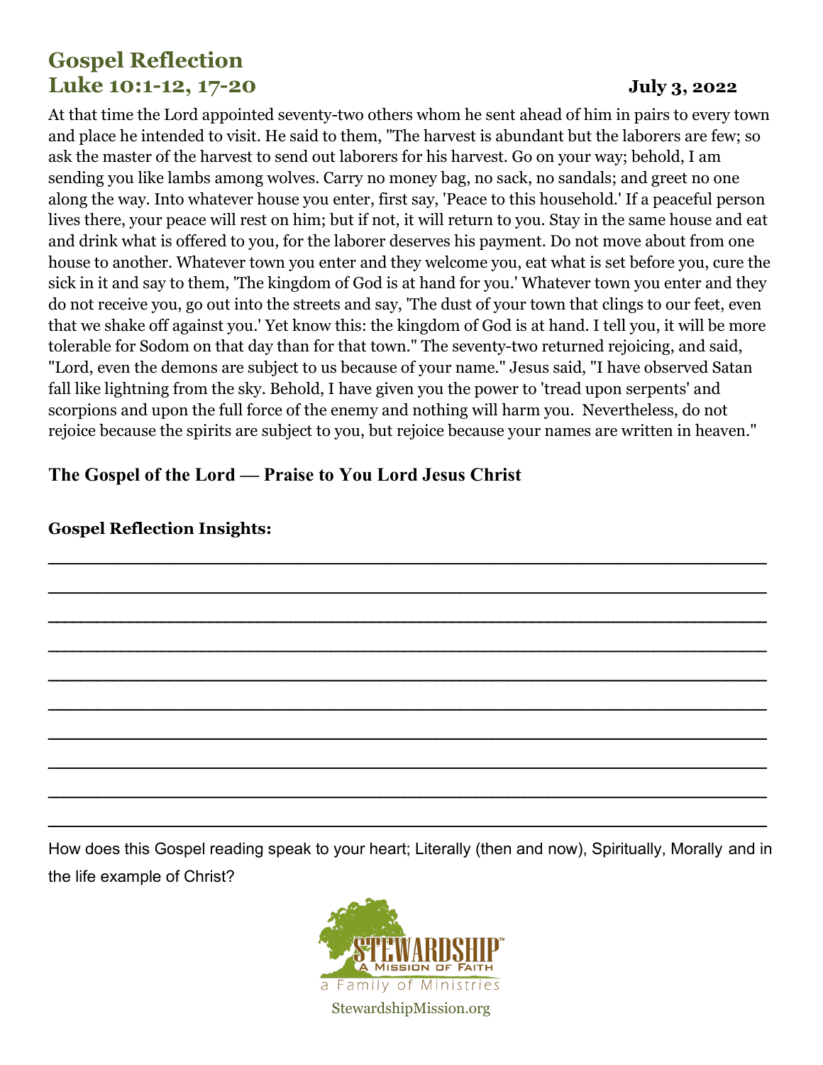# Gospel Reflection
## Luke 10:1-12, 17-20

**July 3, 2022**

At that time the Lord appointed seventy-two others whom he sent ahead of him in pairs to every town and place he intended to visit. He said to them, "The harvest is abundant but the laborers are few; so ask the master of the harvest to send out laborers for his harvest. Go on your way; behold, I am sending you like lambs among wolves. Carry no money bag, no sack, no sandals; and greet no one along the way. Into whatever house you enter, first say, 'Peace to this household.' If a peaceful person lives there, your peace will rest on him; but if not, it will return to you. Stay in the same house and eat and drink what is offered to you, for the laborer deserves his payment. Do not move about from one house to another. Whatever town you enter and they welcome you, eat what is set before you, cure the sick in it and say to them, 'The kingdom of God is at hand for you.' Whatever town you enter and they do not receive you, go out into the streets and say, 'The dust of your town that clings to our feet, even that we shake off against you.' Yet know this: the kingdom of God is at hand. I tell you, it will be more tolerable for Sodom on that day than for that town." The seventy-two returned rejoicing, and said, "Lord, even the demons are subject to us because of your name." Jesus said, "I have observed Satan fall like lightning from the sky. Behold, I have given you the power to 'tread upon serpents' and scorpions and upon the full force of the enemy and nothing will harm you. Nevertheless, do not rejoice because the spirits are subject to you, but rejoice because your names are written in heaven."

**The Gospel of the Lord — Praise to You Lord Jesus Christ**

**Gospel Reflection Insights:**

______________________________________________________________________

______________________________________________________________________

______________________________________________________________________

______________________________________________________________________

______________________________________________________________________

______________________________________________________________________

______________________________________________________________________

______________________________________________________________________

______________________________________________________________________

______________________________________________________________________

How does this Gospel reading speak to your heart; Literally (then and now), Spiritually, Morally and in the life example of Christ?

STEWARDSHIP™
A Mission of Faith
a Family of Ministries

StewardshipMission.org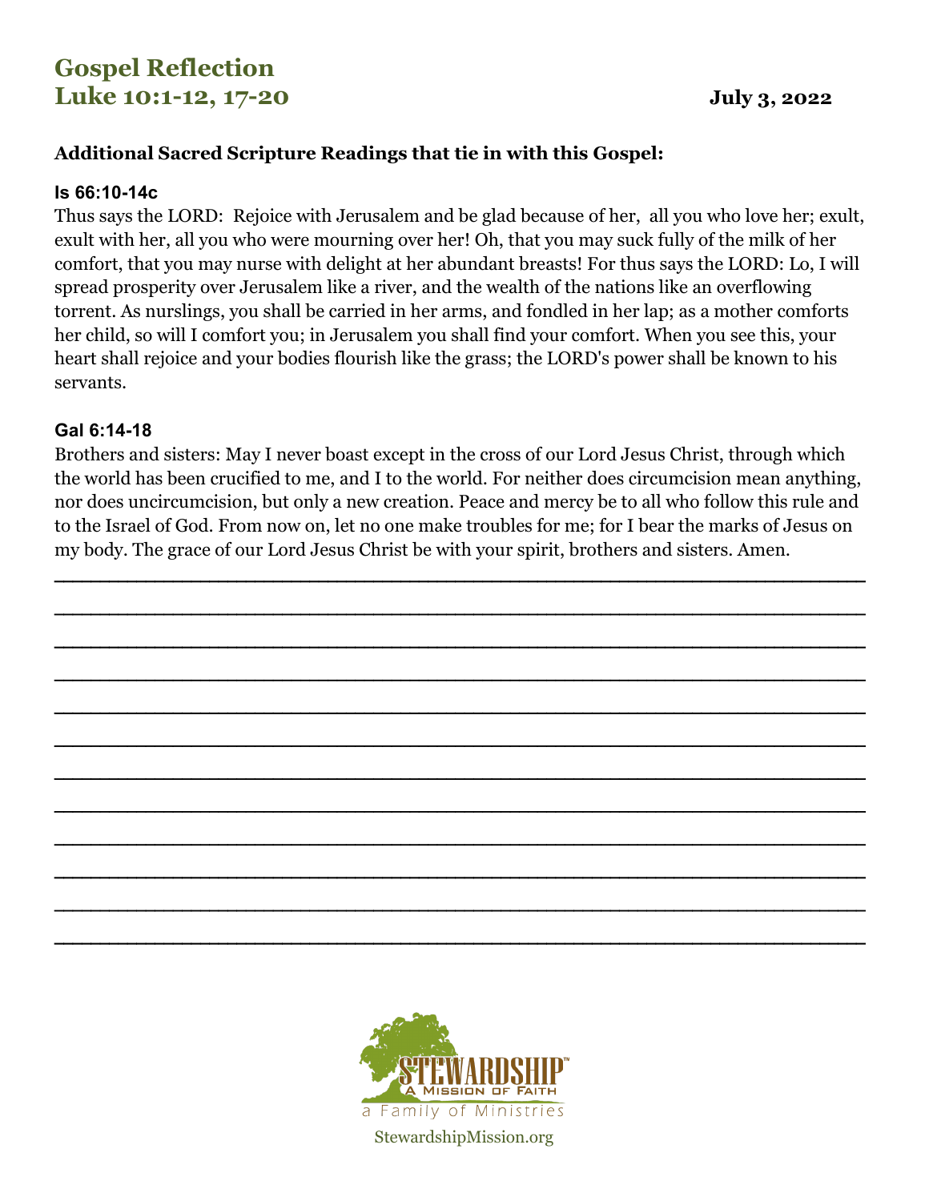# Gospel Reflection
# Luke 10:1-12, 17-20

**July 3, 2022**

**Additional Sacred Scripture Readings that tie in with this Gospel:**

**Is 66:10-14c**

Thus says the LORD: Rejoice with Jerusalem and be glad because of her, all you who love her; exult, exult with her, all you who were mourning over her! Oh, that you may suck fully of the milk of her comfort, that you may nurse with delight at her abundant breasts! For thus says the LORD: Lo, I will spread prosperity over Jerusalem like a river, and the wealth of the nations like an overflowing torrent. As nurslings, you shall be carried in her arms, and fondled in her lap; as a mother comforts her child, so will I comfort you; in Jerusalem you shall find your comfort. When you see this, your heart shall rejoice and your bodies flourish like the grass; the LORD's power shall be known to his servants.

**Gal 6:14-18**

Brothers and sisters: May I never boast except in the cross of our Lord Jesus Christ, through which the world has been crucified to me, and I to the world. For neither does circumcision mean anything, nor does uncircumcision, but only a new creation. Peace and mercy be to all who follow this rule and to the Israel of God. From now on, let no one make troubles for me; for I bear the marks of Jesus on my body. The grace of our Lord Jesus Christ be with your spirit, brothers and sisters. Amen.

___________________________________________________________________________

___________________________________________________________________________

___________________________________________________________________________

___________________________________________________________________________

___________________________________________________________________________

___________________________________________________________________________

___________________________________________________________________________

___________________________________________________________________________

___________________________________________________________________________

___________________________________________________________________________

___________________________________________________________________________

___________________________________________________________________________

STEWARDSHIP™
A Mission of Faith
a Family of Ministries

StewardshipMission.org